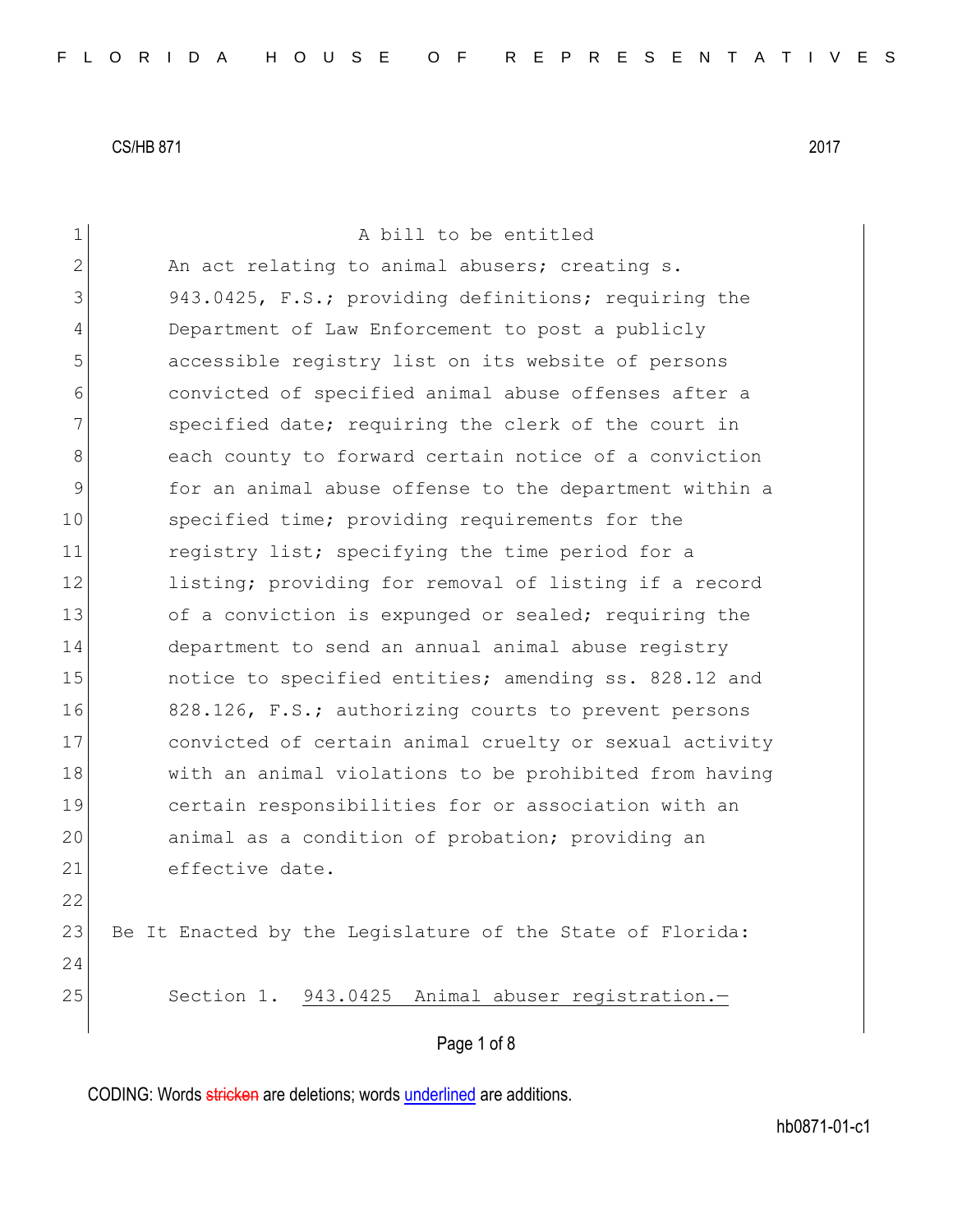CS/HB 871 2017

A bill to be entitled

An act relating to animal abusers; creating s. 943.0425, F.S.; providing definitions; requiring the Department of Law Enforcement to post a publicly accessible registry list on its website of persons convicted of specified animal abuse offenses after a specified date; requiring the clerk of the court in each county to forward certain notice of a conviction for an animal abuse offense to the department within a specified time; providing requirements for the registry list; specifying the time period for a listing; providing for removal of listing if a record of a conviction is expunged or sealed; requiring the department to send an annual animal abuse registry notice to specified entities; amending ss. 828.12 and 828.126, F.S.; authorizing courts to prevent persons convicted of certain animal cruelty or sexual activity with an animal violations to be prohibited from having certain responsibilities for or association with an animal as a condition of probation; providing an effective date.

Be It Enacted by the Legislature of the State of Florida:

Section 1. 943.0425 Animal abuser registration.—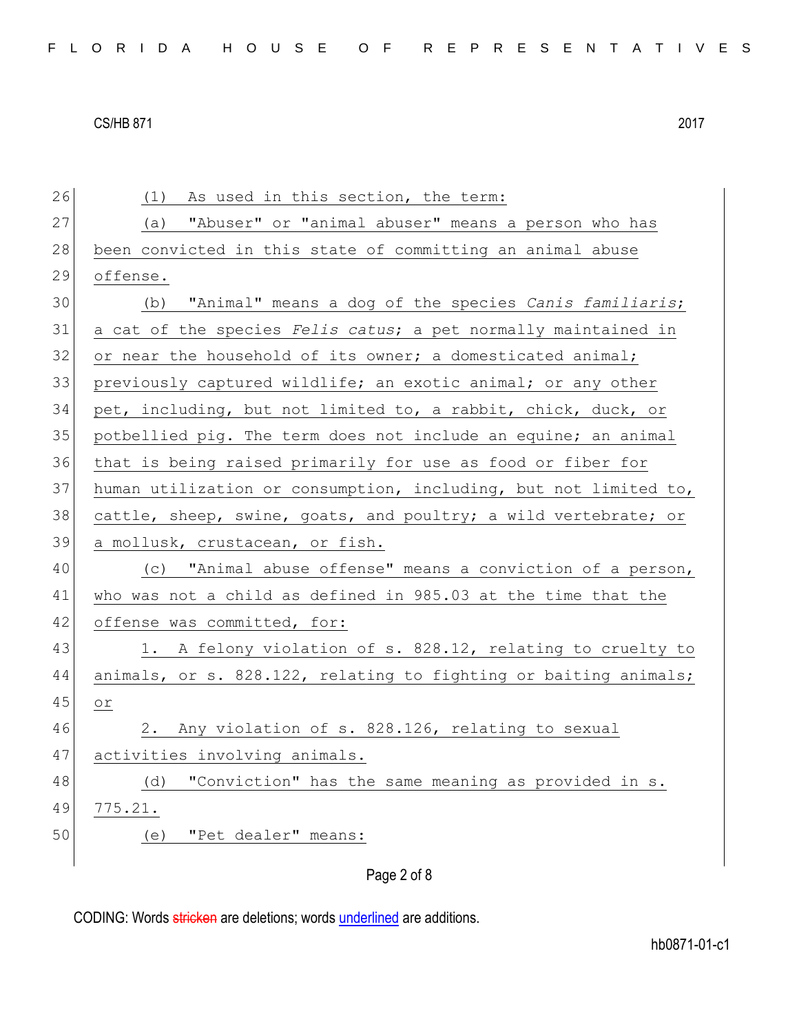(1) As used in this section, the term:

(a) "Abuser" or "animal abuser" means a person who has been convicted in this state of committing an animal abuse offense.

(b) "Animal" means a dog of the species *Canis familiaris*; a cat of the species *Felis catus*; a pet normally maintained in or near the household of its owner; a domesticated animal; previously captured wildlife; an exotic animal; or any other pet, including, but not limited to, a rabbit, chick, duck, or potbellied pig. The term does not include an equine; an animal that is being raised primarily for use as food or fiber for human utilization or consumption, including, but not limited to, cattle, sheep, swine, goats, and poultry; a wild vertebrate; or a mollusk, crustacean, or fish.

(c) "Animal abuse offense" means a conviction of a person, who was not a child as defined in 985.03 at the time that the offense was committed, for:

1. A felony violation of s. 828.12, relating to cruelty to animals, or s. 828.122, relating to fighting or baiting animals; or

2. Any violation of s. 828.126, relating to sexual activities involving animals.

(d) "Conviction" has the same meaning as provided in s. 775.21.

(e) "Pet dealer" means: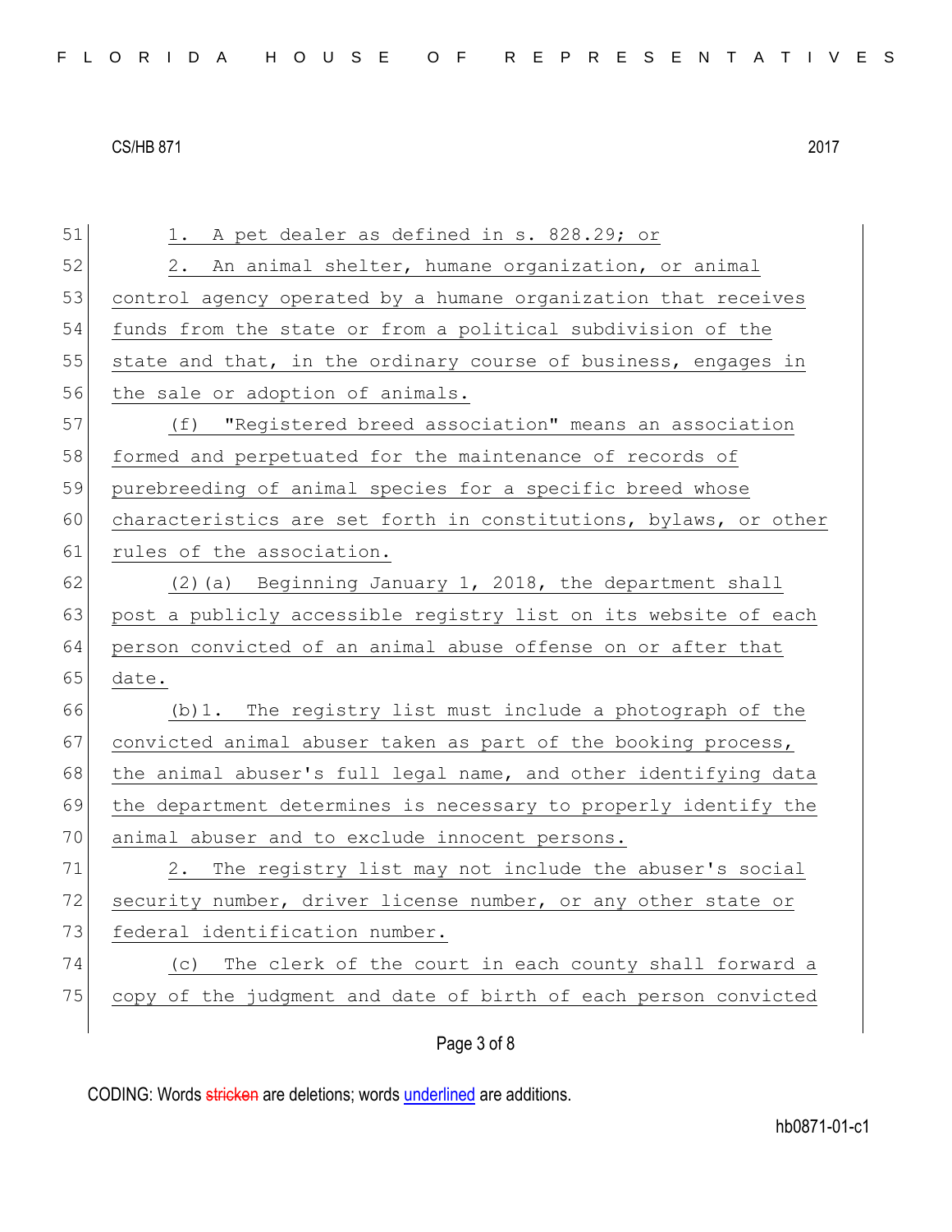1. A pet dealer as defined in s. 828.29; or

2. An animal shelter, humane organization, or animal control agency operated by a humane organization that receives funds from the state or from a political subdivision of the state and that, in the ordinary course of business, engages in the sale or adoption of animals.

(f) "Registered breed association" means an association formed and perpetuated for the maintenance of records of purebreeding of animal species for a specific breed whose characteristics are set forth in constitutions, bylaws, or other rules of the association.

(2)(a) Beginning January 1, 2018, the department shall post a publicly accessible registry list on its website of each person convicted of an animal abuse offense on or after that date.

(b)1. The registry list must include a photograph of the convicted animal abuser taken as part of the booking process, the animal abuser's full legal name, and other identifying data the department determines is necessary to properly identify the animal abuser and to exclude innocent persons.

2. The registry list may not include the abuser's social security number, driver license number, or any other state or federal identification number.

(c) The clerk of the court in each county shall forward a copy of the judgment and date of birth of each person convicted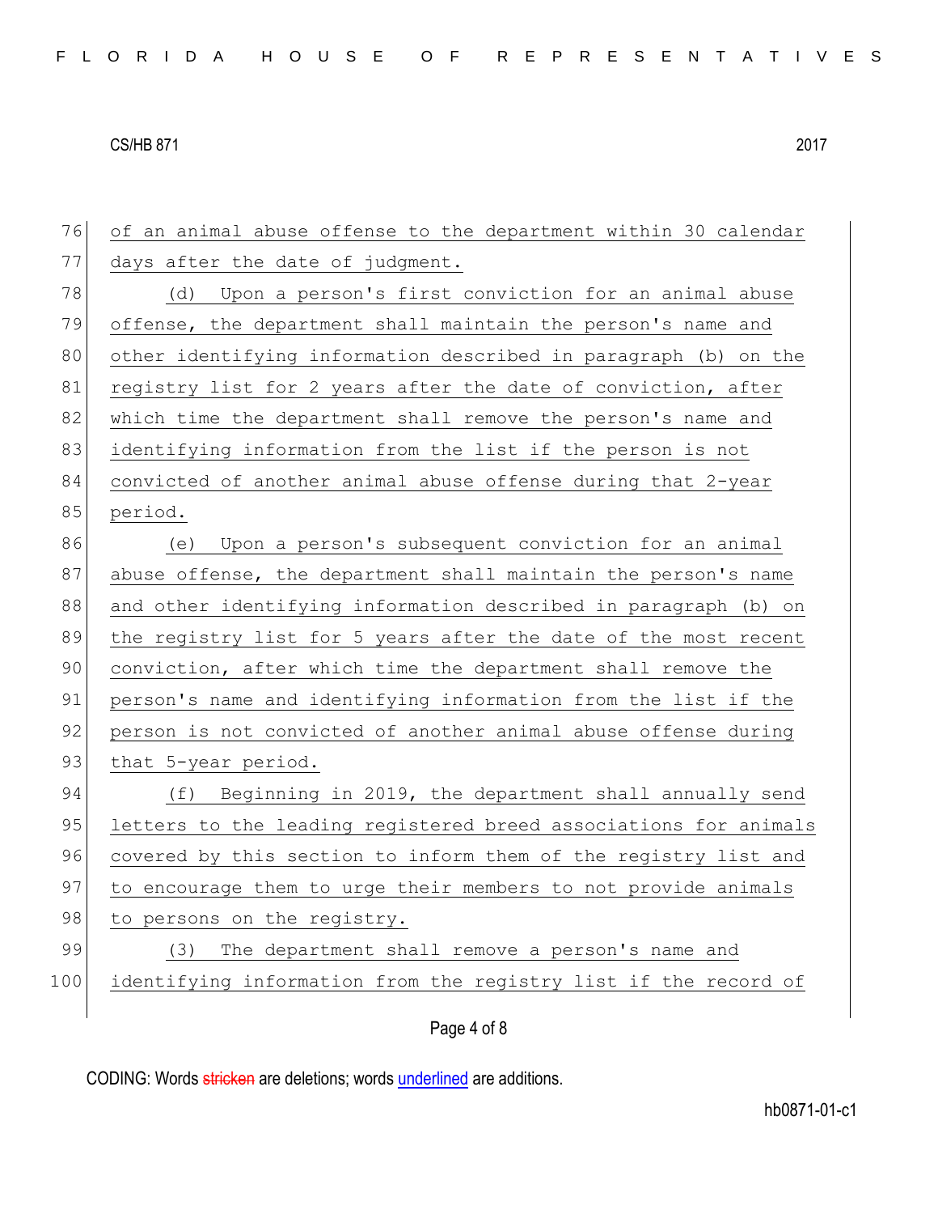of an animal abuse offense to the department within 30 calendar days after the date of judgment.

(d) Upon a person's first conviction for an animal abuse offense, the department shall maintain the person's name and other identifying information described in paragraph (b) on the registry list for 2 years after the date of conviction, after which time the department shall remove the person's name and identifying information from the list if the person is not convicted of another animal abuse offense during that 2-year period.

(e) Upon a person's subsequent conviction for an animal abuse offense, the department shall maintain the person's name and other identifying information described in paragraph (b) on the registry list for 5 years after the date of the most recent conviction, after which time the department shall remove the person's name and identifying information from the list if the person is not convicted of another animal abuse offense during that 5-year period.

(f) Beginning in 2019, the department shall annually send letters to the leading registered breed associations for animals covered by this section to inform them of the registry list and to encourage them to urge their members to not provide animals to persons on the registry.

(3) The department shall remove a person's name and identifying information from the registry list if the record of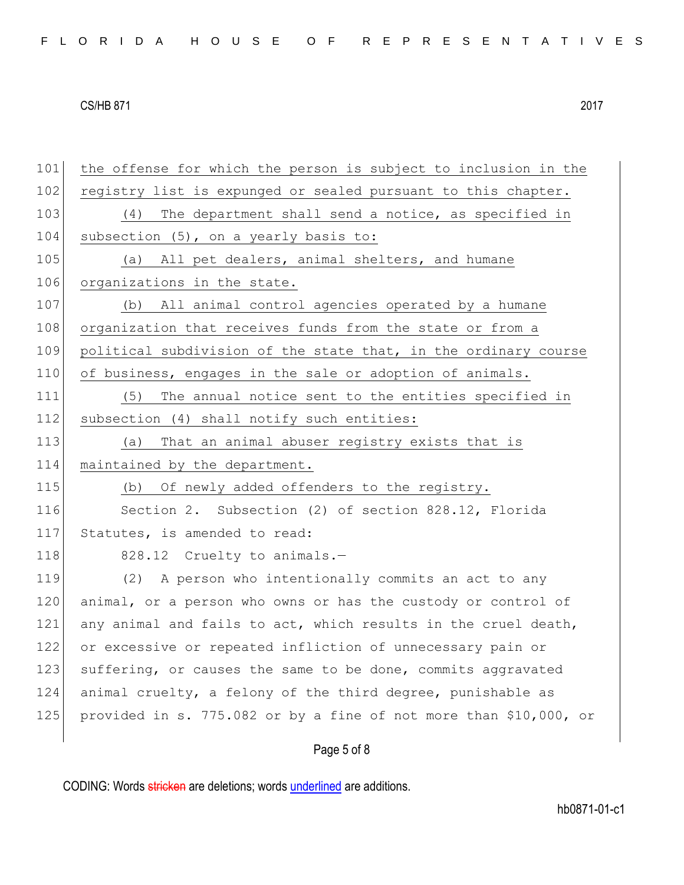101 the offense for which the person is subject to inclusion in the
102 registry list is expunged or sealed pursuant to this chapter.
103 (4) The department shall send a notice, as specified in
104 subsection (5), on a yearly basis to:
105 (a) All pet dealers, animal shelters, and humane
106 organizations in the state.
107 (b) All animal control agencies operated by a humane
108 organization that receives funds from the state or from a
109 political subdivision of the state that, in the ordinary course
110 of business, engages in the sale or adoption of animals.
111 (5) The annual notice sent to the entities specified in
112 subsection (4) shall notify such entities:
113 (a) That an animal abuser registry exists that is
114 maintained by the department.
115 (b) Of newly added offenders to the registry.
116 Section 2. Subsection (2) of section 828.12, Florida
117 Statutes, is amended to read:
118 828.12 Cruelty to animals.—
119 (2) A person who intentionally commits an act to any
120 animal, or a person who owns or has the custody or control of
121 any animal and fails to act, which results in the cruel death,
122 or excessive or repeated infliction of unnecessary pain or
123 suffering, or causes the same to be done, commits aggravated
124 animal cruelty, a felony of the third degree, punishable as
125 provided in s. 775.082 or by a fine of not more than $10,000, or

CODING: Words stricken are deletions; words underlined are additions.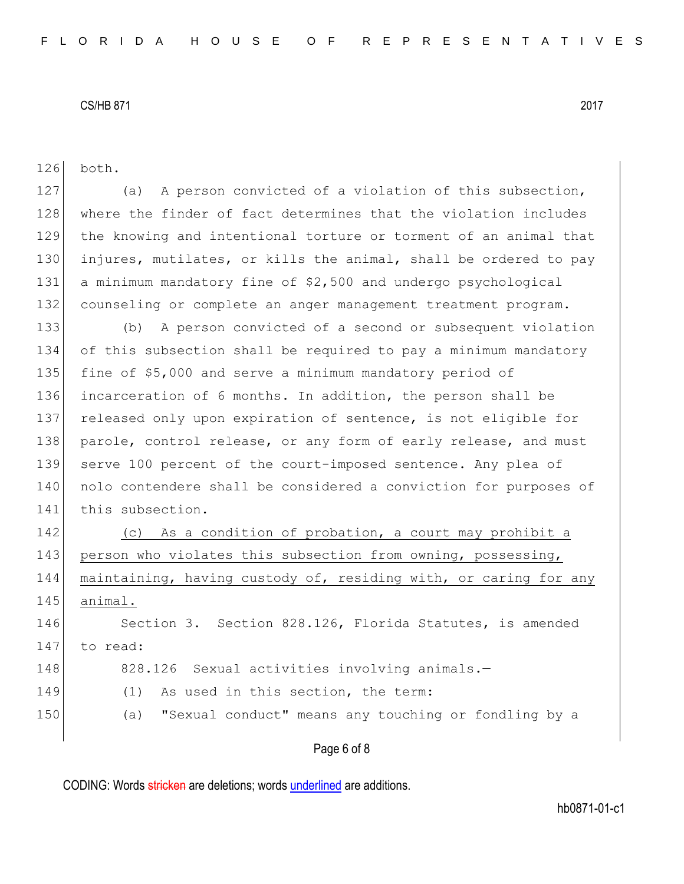both.

(a) A person convicted of a violation of this subsection, where the finder of fact determines that the violation includes the knowing and intentional torture or torment of an animal that injures, mutilates, or kills the animal, shall be ordered to pay a minimum mandatory fine of $2,500 and undergo psychological counseling or complete an anger management treatment program.

(b) A person convicted of a second or subsequent violation of this subsection shall be required to pay a minimum mandatory fine of $5,000 and serve a minimum mandatory period of incarceration of 6 months. In addition, the person shall be released only upon expiration of sentence, is not eligible for parole, control release, or any form of early release, and must serve 100 percent of the court-imposed sentence. Any plea of nolo contendere shall be considered a conviction for purposes of this subsection.

<u>(c) As a condition of probation, a court may prohibit a person who violates this subsection from owning, possessing, maintaining, having custody of, residing with, or caring for any animal.</u>

Section 3. Section 828.126, Florida Statutes, is amended to read:

828.126 Sexual activities involving animals.—

(1) As used in this section, the term:

(a) "Sexual conduct" means any touching or fondling by a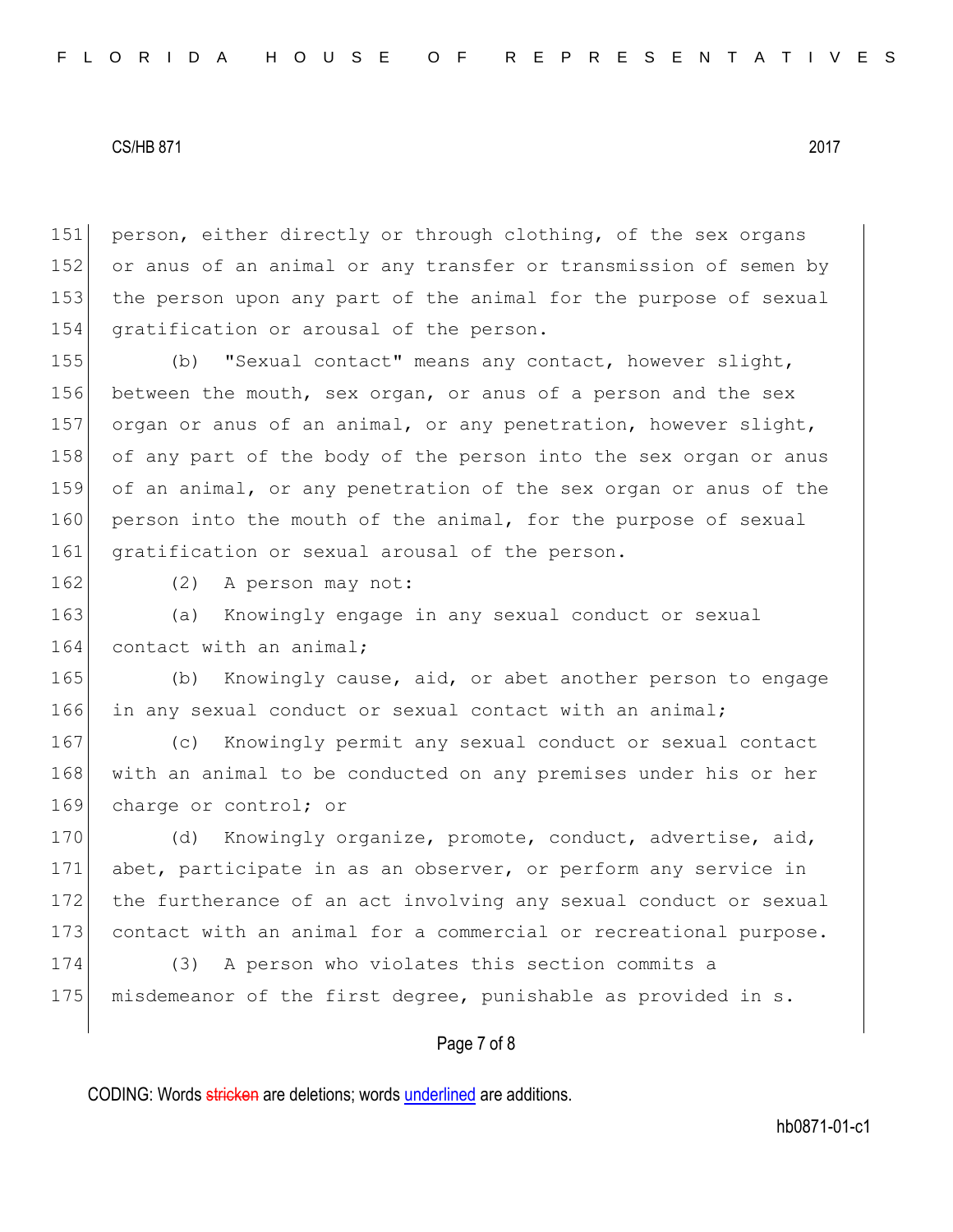person, either directly or through clothing, of the sex organs or anus of an animal or any transfer or transmission of semen by the person upon any part of the animal for the purpose of sexual gratification or arousal of the person.

(b) "Sexual contact" means any contact, however slight, between the mouth, sex organ, or anus of a person and the sex organ or anus of an animal, or any penetration, however slight, of any part of the body of the person into the sex organ or anus of an animal, or any penetration of the sex organ or anus of the person into the mouth of the animal, for the purpose of sexual gratification or sexual arousal of the person.

(2) A person may not:

(a) Knowingly engage in any sexual conduct or sexual contact with an animal;

(b) Knowingly cause, aid, or abet another person to engage in any sexual conduct or sexual contact with an animal;

(c) Knowingly permit any sexual conduct or sexual contact with an animal to be conducted on any premises under his or her charge or control; or

(d) Knowingly organize, promote, conduct, advertise, aid, abet, participate in as an observer, or perform any service in the furtherance of an act involving any sexual conduct or sexual contact with an animal for a commercial or recreational purpose.

(3) A person who violates this section commits a misdemeanor of the first degree, punishable as provided in s.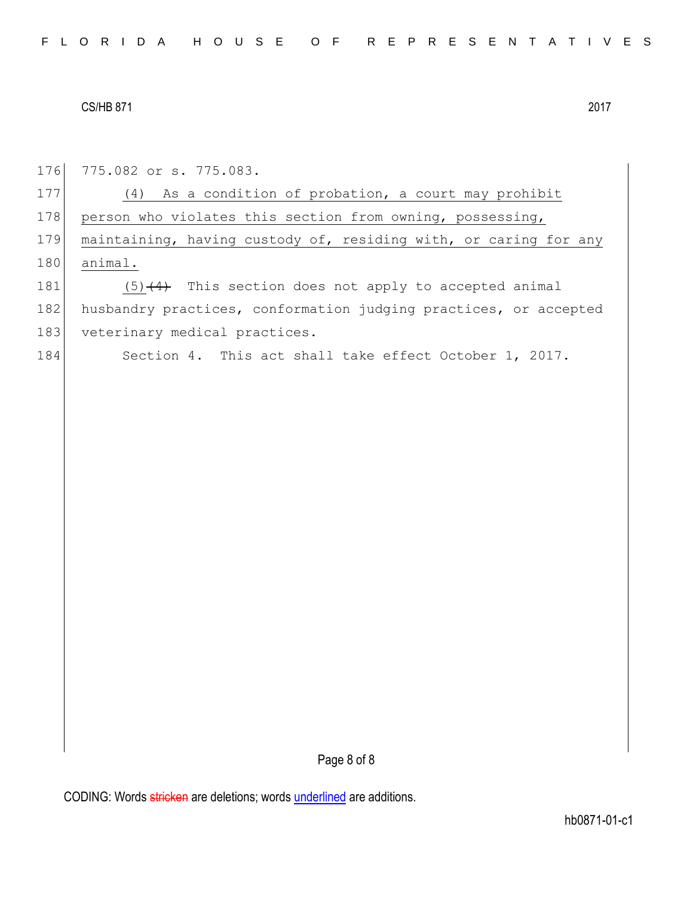176 775.082 or s. 775.083.

177 (4) As a condition of probation, a court may prohibit

178 person who violates this section from owning, possessing,

179 maintaining, having custody of, residing with, or caring for any

180 animal.

181 (5)~~(4)~~ This section does not apply to accepted animal

182 husbandry practices, conformation judging practices, or accepted

183 veterinary medical practices.

184 Section 4. This act shall take effect October 1, 2017.

CODING: Words ~~stricken~~ are deletions; words underlined are additions.

hb0871-01-c1